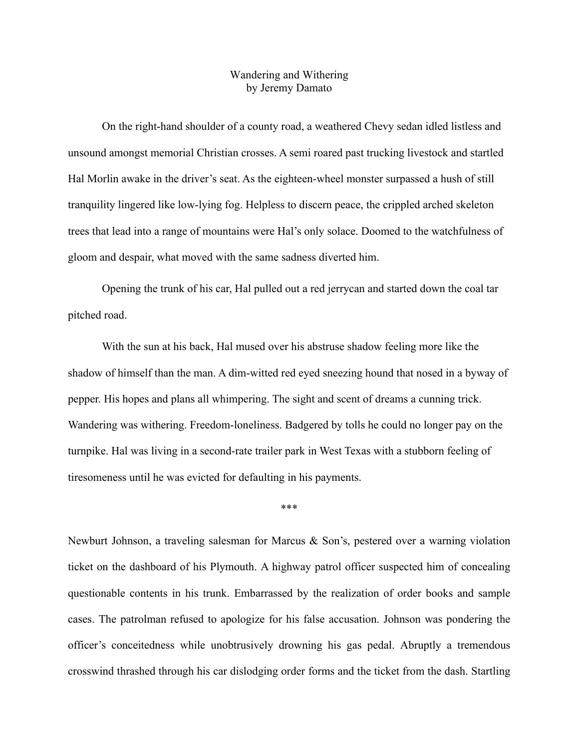# Wandering and Withering

by Jeremy Damato

On the right-hand shoulder of a county road, a weathered Chevy sedan idled listless and unsound amongst memorial Christian crosses. A semi roared past trucking livestock and startled Hal Morlin awake in the driver's seat. As the eighteen-wheel monster surpassed a hush of still tranquility lingered like low-lying fog. Helpless to discern peace, the crippled arched skeleton trees that lead into a range of mountains were Hal's only solace. Doomed to the watchfulness of gloom and despair, what moved with the same sadness diverted him.

Opening the trunk of his car, Hal pulled out a red jerrycan and started down the coal tar pitched road.

With the sun at his back, Hal mused over his abstruse shadow feeling more like the shadow of himself than the man. A dim-witted red eyed sneezing hound that nosed in a byway of pepper. His hopes and plans all whimpering. The sight and scent of dreams a cunning trick. Wandering was withering. Freedom-loneliness. Badgered by tolls he could no longer pay on the turnpike. Hal was living in a second-rate trailer park in West Texas with a stubborn feeling of tiresomeness until he was evicted for defaulting in his payments.

***

Newburt Johnson, a traveling salesman for Marcus & Son's, pestered over a warning violation ticket on the dashboard of his Plymouth. A highway patrol officer suspected him of concealing questionable contents in his trunk. Embarrassed by the realization of order books and sample cases. The patrolman refused to apologize for his false accusation. Johnson was pondering the officer's conceitedness while unobtrusively drowning his gas pedal. Abruptly a tremendous crosswind thrashed through his car dislodging order forms and the ticket from the dash. Startling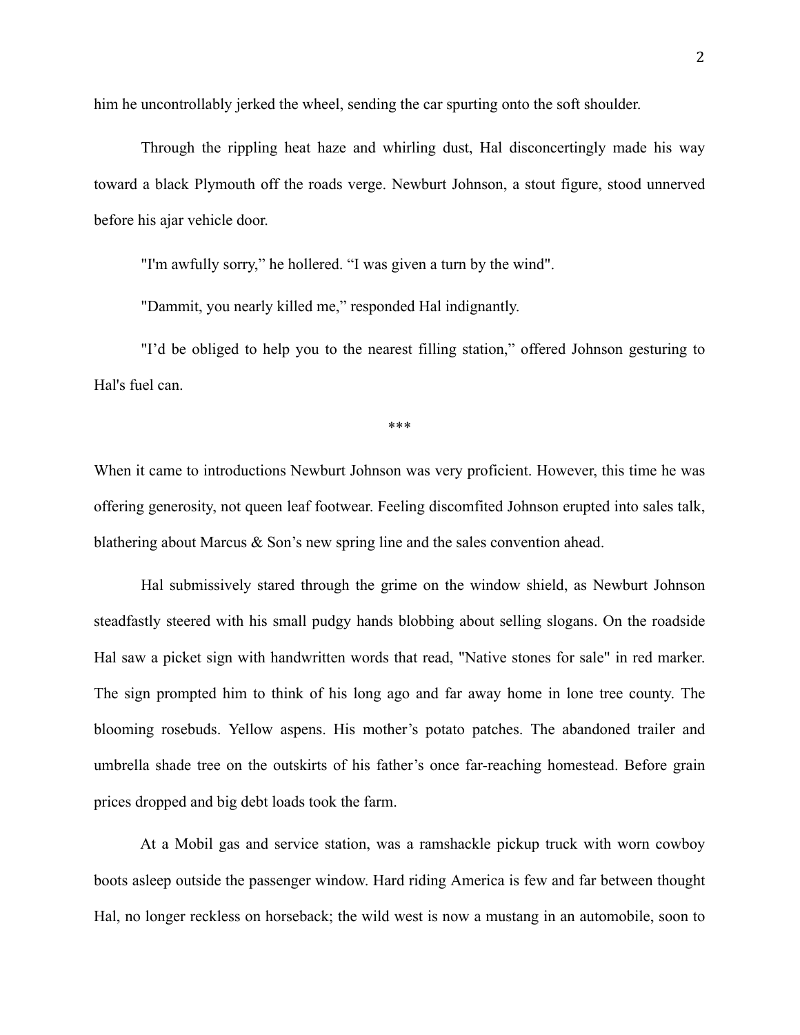him he uncontrollably jerked the wheel, sending the car spurting onto the soft shoulder.

Through the rippling heat haze and whirling dust, Hal disconcertingly made his way toward a black Plymouth off the roads verge. Newburt Johnson, a stout figure, stood unnerved before his ajar vehicle door.

"I'm awfully sorry," he hollered. "I was given a turn by the wind".

"Dammit, you nearly killed me," responded Hal indignantly.

"I'd be obliged to help you to the nearest filling station," offered Johnson gesturing to Hal's fuel can.

\*\*\*

When it came to introductions Newburt Johnson was very proficient. However, this time he was offering generosity, not queen leaf footwear. Feeling discomfited Johnson erupted into sales talk, blathering about Marcus & Son's new spring line and the sales convention ahead.

Hal submissively stared through the grime on the window shield, as Newburt Johnson steadfastly steered with his small pudgy hands blobbing about selling slogans. On the roadside Hal saw a picket sign with handwritten words that read, "Native stones for sale" in red marker. The sign prompted him to think of his long ago and far away home in lone tree county. The blooming rosebuds. Yellow aspens. His mother's potato patches. The abandoned trailer and umbrella shade tree on the outskirts of his father's once far-reaching homestead. Before grain prices dropped and big debt loads took the farm.

At a Mobil gas and service station, was a ramshackle pickup truck with worn cowboy boots asleep outside the passenger window. Hard riding America is few and far between thought Hal, no longer reckless on horseback; the wild west is now a mustang in an automobile, soon to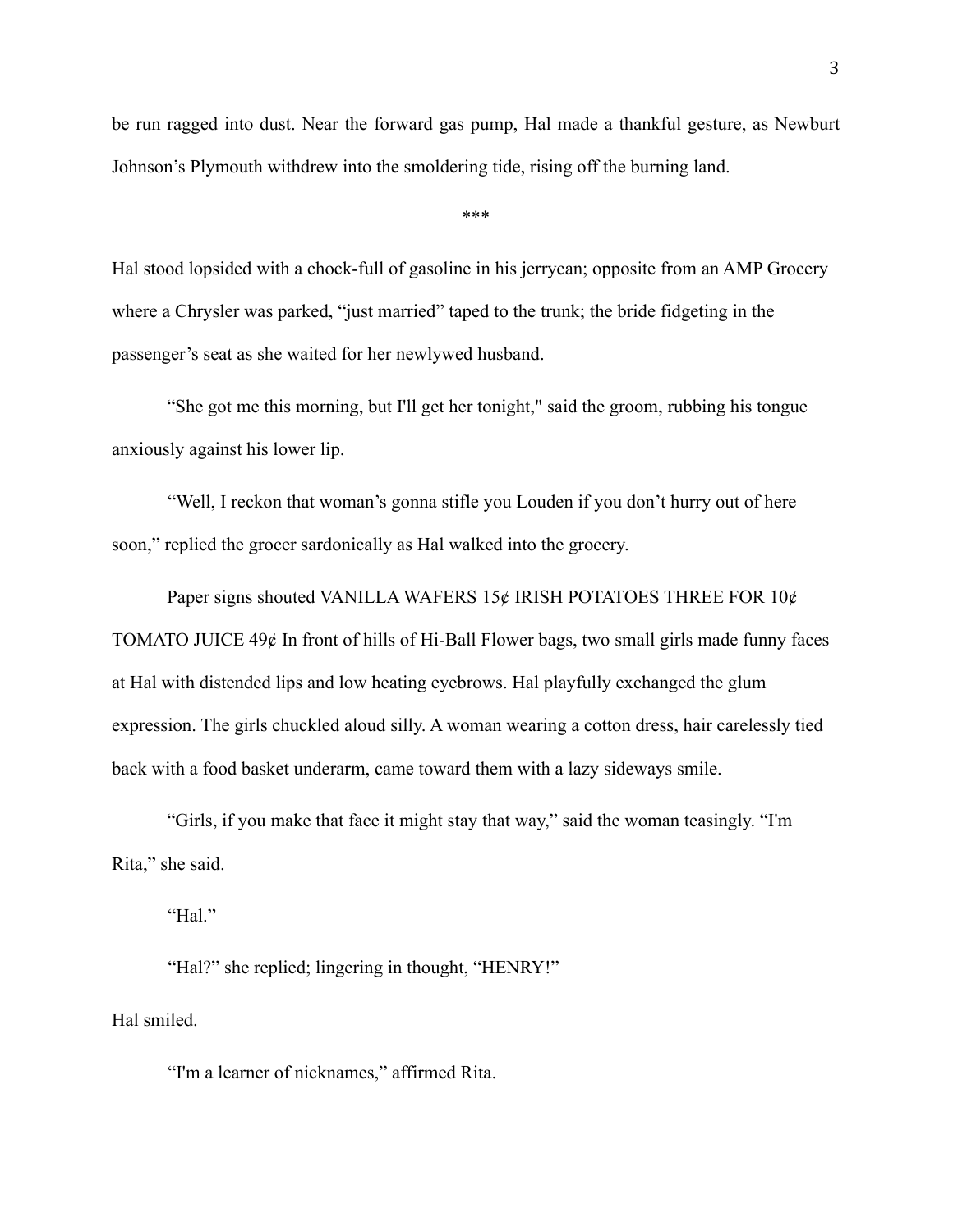be run ragged into dust. Near the forward gas pump, Hal made a thankful gesture, as Newburt Johnson's Plymouth withdrew into the smoldering tide, rising off the burning land.

***

Hal stood lopsided with a chock-full of gasoline in his jerrycan; opposite from an AMP Grocery where a Chrysler was parked, "just married" taped to the trunk; the bride fidgeting in the passenger's seat as she waited for her newlywed husband.

"She got me this morning, but I'll get her tonight," said the groom, rubbing his tongue anxiously against his lower lip.

"Well, I reckon that woman's gonna stifle you Louden if you don't hurry out of here soon," replied the grocer sardonically as Hal walked into the grocery.

Paper signs shouted VANILLA WAFERS 15¢ IRISH POTATOES THREE FOR 10¢ TOMATO JUICE 49¢ In front of hills of Hi-Ball Flower bags, two small girls made funny faces at Hal with distended lips and low heating eyebrows. Hal playfully exchanged the glum expression. The girls chuckled aloud silly. A woman wearing a cotton dress, hair carelessly tied back with a food basket underarm, came toward them with a lazy sideways smile.

"Girls, if you make that face it might stay that way," said the woman teasingly. "I'm Rita," she said.

"Hal."

"Hal?" she replied; lingering in thought, "HENRY!"

Hal smiled.

"I'm a learner of nicknames," affirmed Rita.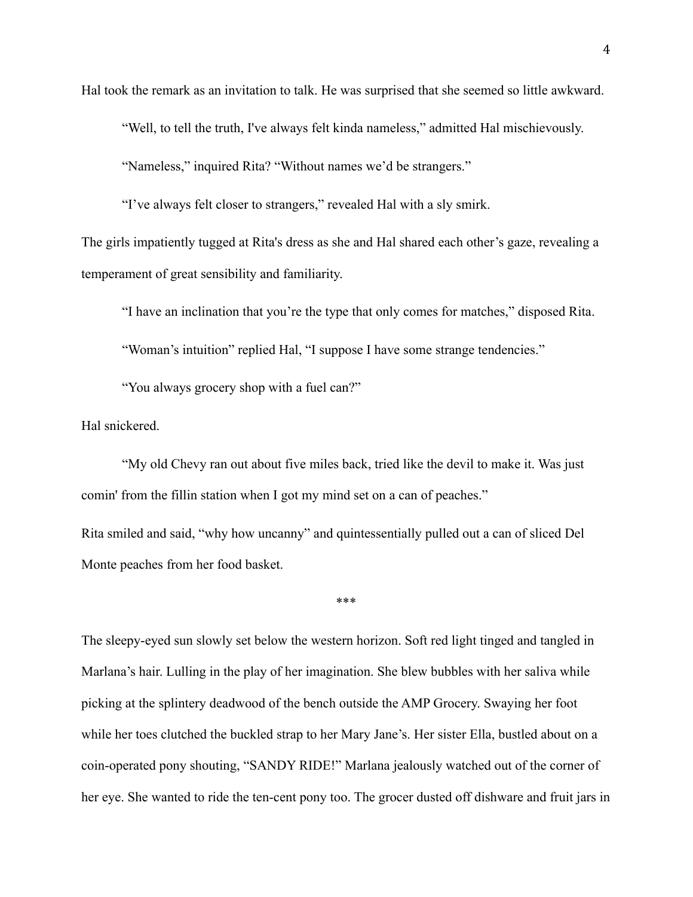Hal took the remark as an invitation to talk. He was surprised that she seemed so little awkward.

"Well, to tell the truth, I've always felt kinda nameless," admitted Hal mischievously.

"Nameless," inquired Rita? "Without names we'd be strangers."

"I've always felt closer to strangers," revealed Hal with a sly smirk.

The girls impatiently tugged at Rita's dress as she and Hal shared each other's gaze, revealing a temperament of great sensibility and familiarity.

"I have an inclination that you're the type that only comes for matches," disposed Rita.

"Woman's intuition" replied Hal, "I suppose I have some strange tendencies."

"You always grocery shop with a fuel can?"

Hal snickered.

"My old Chevy ran out about five miles back, tried like the devil to make it. Was just comin' from the fillin station when I got my mind set on a can of peaches."

Rita smiled and said, "why how uncanny" and quintessentially pulled out a can of sliced Del Monte peaches from her food basket.

\*\*\*

The sleepy-eyed sun slowly set below the western horizon. Soft red light tinged and tangled in Marlana's hair. Lulling in the play of her imagination. She blew bubbles with her saliva while picking at the splintery deadwood of the bench outside the AMP Grocery. Swaying her foot while her toes clutched the buckled strap to her Mary Jane's. Her sister Ella, bustled about on a coin-operated pony shouting, "SANDY RIDE!" Marlana jealously watched out of the corner of her eye. She wanted to ride the ten-cent pony too. The grocer dusted off dishware and fruit jars in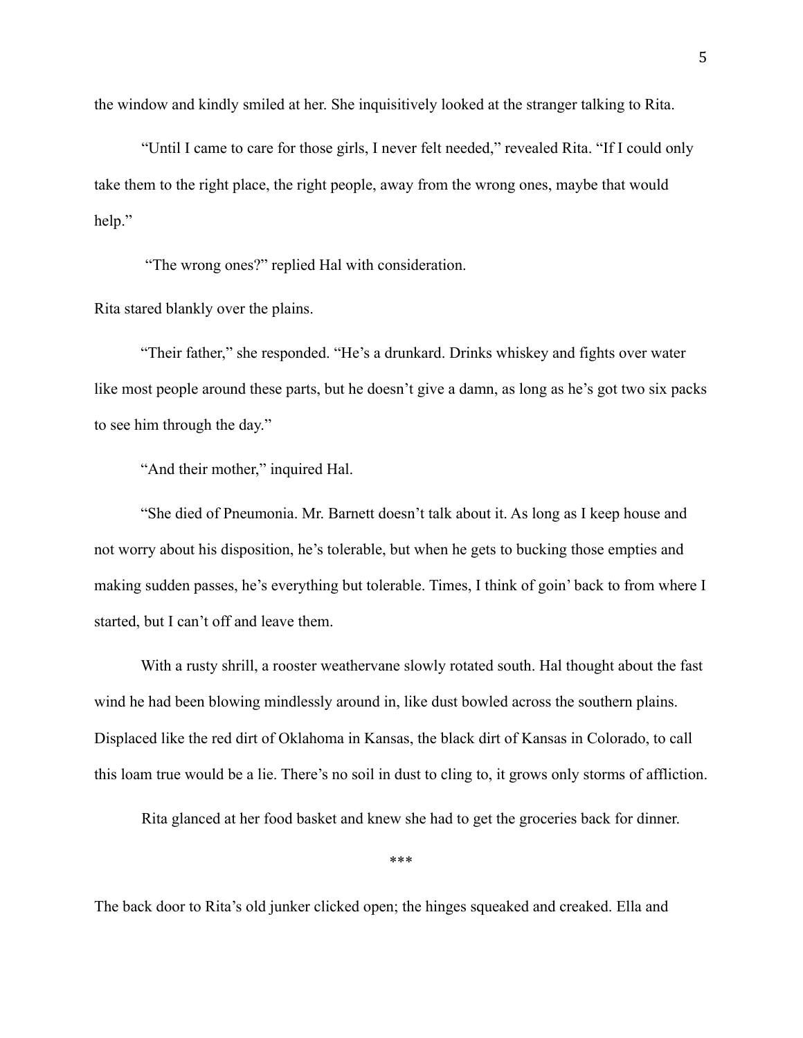the window and kindly smiled at her. She inquisitively looked at the stranger talking to Rita.

"Until I came to care for those girls, I never felt needed," revealed Rita. "If I could only take them to the right place, the right people, away from the wrong ones, maybe that would help."

"The wrong ones?" replied Hal with consideration.

Rita stared blankly over the plains.

"Their father," she responded. "He's a drunkard. Drinks whiskey and fights over water like most people around these parts, but he doesn't give a damn, as long as he's got two six packs to see him through the day."

"And their mother," inquired Hal.

"She died of Pneumonia. Mr. Barnett doesn't talk about it. As long as I keep house and not worry about his disposition, he's tolerable, but when he gets to bucking those empties and making sudden passes, he's everything but tolerable. Times, I think of goin' back to from where I started, but I can't off and leave them.

With a rusty shrill, a rooster weathervane slowly rotated south. Hal thought about the fast wind he had been blowing mindlessly around in, like dust bowled across the southern plains. Displaced like the red dirt of Oklahoma in Kansas, the black dirt of Kansas in Colorado, to call this loam true would be a lie. There's no soil in dust to cling to, it grows only storms of affliction.

Rita glanced at her food basket and knew she had to get the groceries back for dinner.

***

The back door to Rita's old junker clicked open; the hinges squeaked and creaked. Ella and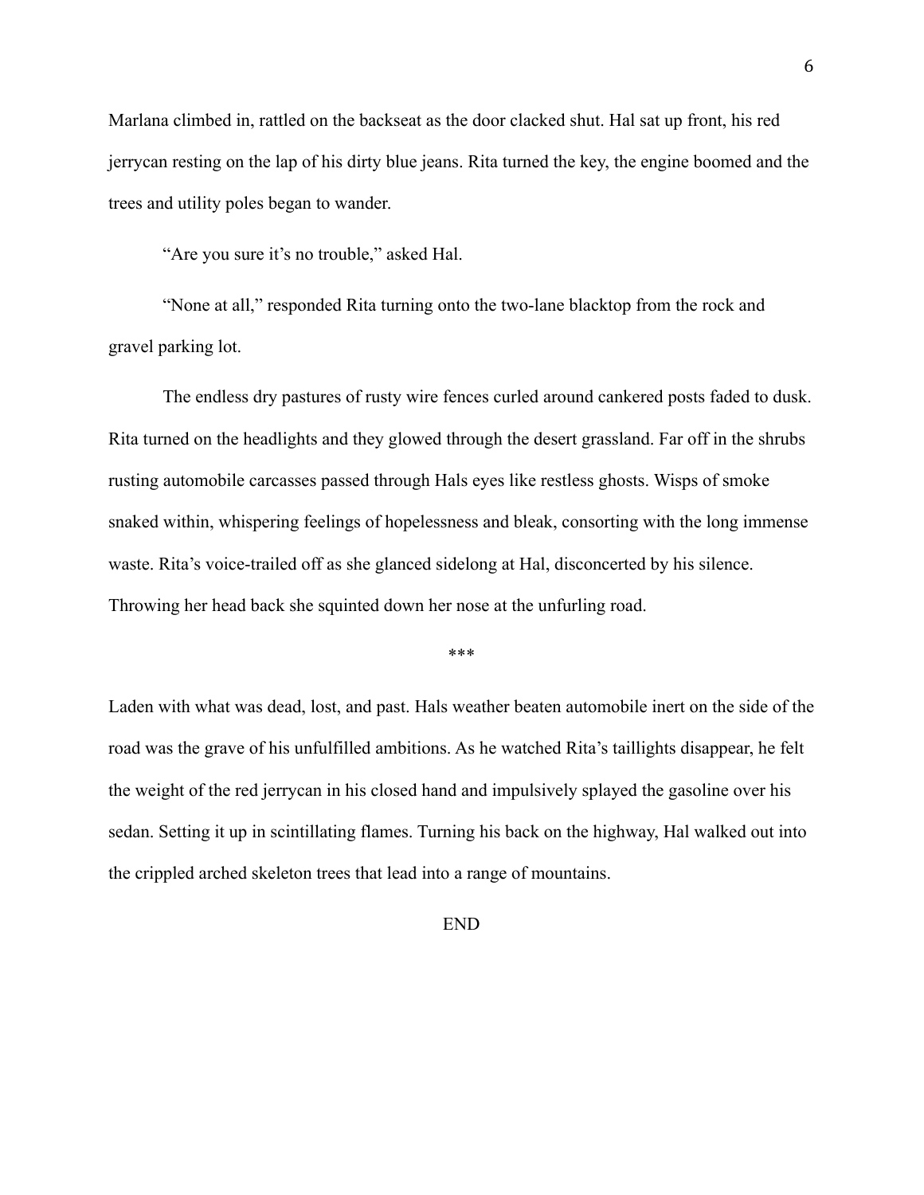Marlana climbed in, rattled on the backseat as the door clacked shut. Hal sat up front, his red jerrycan resting on the lap of his dirty blue jeans. Rita turned the key, the engine boomed and the trees and utility poles began to wander.

“Are you sure it’s no trouble,” asked Hal.

“None at all,” responded Rita turning onto the two-lane blacktop from the rock and gravel parking lot.

The endless dry pastures of rusty wire fences curled around cankered posts faded to dusk. Rita turned on the headlights and they glowed through the desert grassland. Far off in the shrubs rusting automobile carcasses passed through Hals eyes like restless ghosts. Wisps of smoke snaked within, whispering feelings of hopelessness and bleak, consorting with the long immense waste. Rita’s voice-trailed off as she glanced sidelong at Hal, disconcerted by his silence. Throwing her head back she squinted down her nose at the unfurling road.

\*\*\*

Laden with what was dead, lost, and past. Hals weather beaten automobile inert on the side of the road was the grave of his unfulfilled ambitions. As he watched Rita’s taillights disappear, he felt the weight of the red jerrycan in his closed hand and impulsively splayed the gasoline over his sedan. Setting it up in scintillating flames. Turning his back on the highway, Hal walked out into the crippled arched skeleton trees that lead into a range of mountains.

END